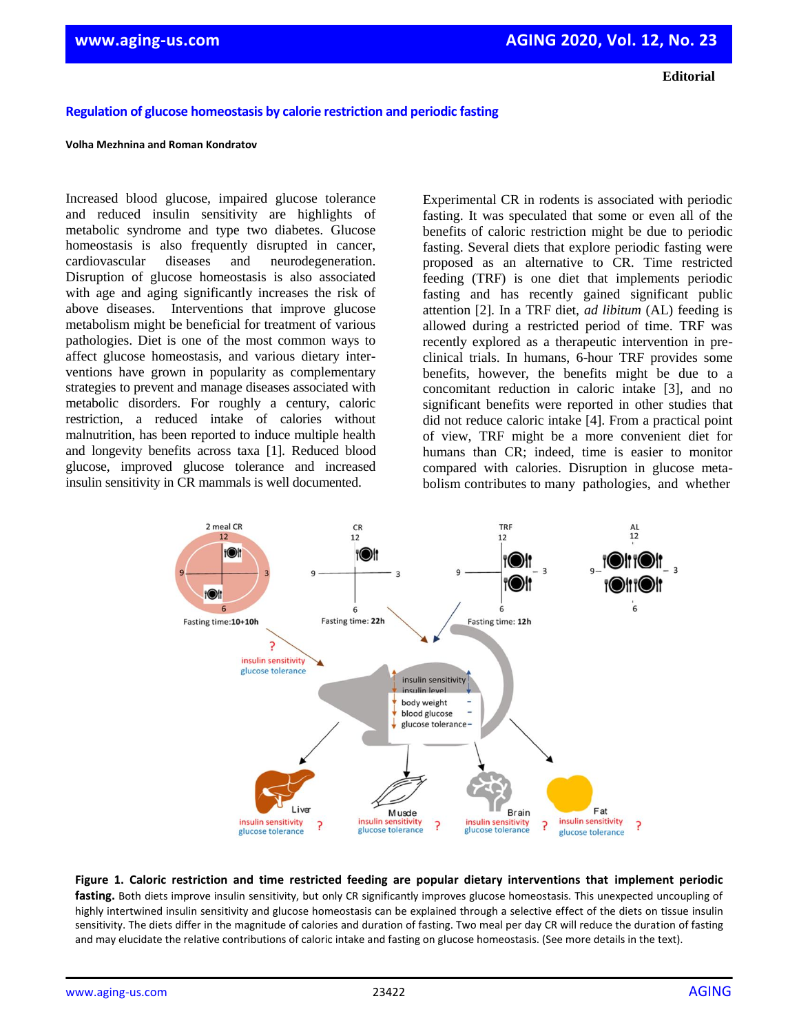**Editorial**

# Regulation of glucose homeostasis by calorie restriction and periodic fasting

**Volha Mezhnina and Roman Kondratov**

Increased blood glucose, impaired glucose tolerance and reduced insulin sensitivity are highlights of metabolic syndrome and type two diabetes. Glucose homeostasis is also frequently disrupted in cancer, cardiovascular diseases and neurodegeneration. Disruption of glucose homeostasis is also associated with age and aging significantly increases the risk of above diseases. Interventions that improve glucose metabolism might be beneficial for treatment of various pathologies. Diet is one of the most common ways to affect glucose homeostasis, and various dietary interventions have grown in popularity as complementary strategies to prevent and manage diseases associated with metabolic disorders. For roughly a century, caloric restriction, a reduced intake of calories without malnutrition, has been reported to induce multiple health and longevity benefits across taxa [1]. Reduced blood glucose, improved glucose tolerance and increased insulin sensitivity in CR mammals is well documented.

Experimental CR in rodents is associated with periodic fasting. It was speculated that some or even all of the benefits of caloric restriction might be due to periodic fasting. Several diets that explore periodic fasting were proposed as an alternative to CR. Time restricted feeding (TRF) is one diet that implements periodic fasting and has recently gained significant public attention [2]. In a TRF diet, *ad libitum* (AL) feeding is allowed during a restricted period of time. TRF was recently explored as a therapeutic intervention in pre-clinical trials. In humans, 6-hour TRF provides some benefits, however, the benefits might be due to a concomitant reduction in caloric intake [3], and no significant benefits were reported in other studies that did not reduce caloric intake [4]. From a practical point of view, TRF might be a more convenient diet for humans than CR; indeed, time is easier to monitor compared with calories. Disruption in glucose metabolism contributes to many pathologies, and whether

**Figure 1. Caloric restriction and time restricted feeding are popular dietary interventions that implement periodic fasting.** Both diets improve insulin sensitivity, but only CR significantly improves glucose homeostasis. This unexpected uncoupling of highly intertwined insulin sensitivity and glucose homeostasis can be explained through a selective effect of the diets on tissue insulin sensitivity. The diets differ in the magnitude of calories and duration of fasting. Two meal per day CR will reduce the duration of fasting and may elucidate the relative contributions of caloric intake and fasting on glucose homeostasis. (See more details in the text).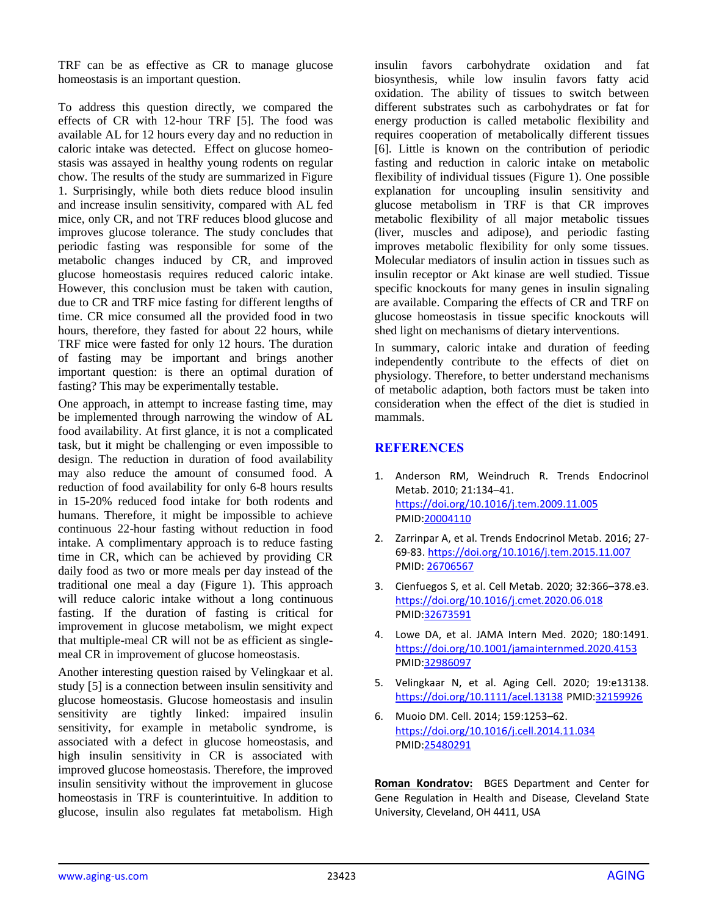TRF can be as effective as CR to manage glucose homeostasis is an important question.

To address this question directly, we compared the effects of CR with 12-hour TRF [5]. The food was available AL for 12 hours every day and no reduction in caloric intake was detected. Effect on glucose homeostasis was assayed in healthy young rodents on regular chow. The results of the study are summarized in Figure 1. Surprisingly, while both diets reduce blood insulin and increase insulin sensitivity, compared with AL fed mice, only CR, and not TRF reduces blood glucose and improves glucose tolerance. The study concludes that periodic fasting was responsible for some of the metabolic changes induced by CR, and improved glucose homeostasis requires reduced caloric intake. However, this conclusion must be taken with caution, due to CR and TRF mice fasting for different lengths of time. CR mice consumed all the provided food in two hours, therefore, they fasted for about 22 hours, while TRF mice were fasted for only 12 hours. The duration of fasting may be important and brings another important question: is there an optimal duration of fasting? This may be experimentally testable.

One approach, in attempt to increase fasting time, may be implemented through narrowing the window of AL food availability. At first glance, it is not a complicated task, but it might be challenging or even impossible to design. The reduction in duration of food availability may also reduce the amount of consumed food. A reduction of food availability for only 6-8 hours results in 15-20% reduced food intake for both rodents and humans. Therefore, it might be impossible to achieve continuous 22-hour fasting without reduction in food intake. A complimentary approach is to reduce fasting time in CR, which can be achieved by providing CR daily food as two or more meals per day instead of the traditional one meal a day (Figure 1). This approach will reduce caloric intake without a long continuous fasting. If the duration of fasting is critical for improvement in glucose metabolism, we might expect that multiple-meal CR will not be as efficient as single-meal CR in improvement of glucose homeostasis.

Another interesting question raised by Velingkaar et al. study [5] is a connection between insulin sensitivity and glucose homeostasis. Glucose homeostasis and insulin sensitivity are tightly linked: impaired insulin sensitivity, for example in metabolic syndrome, is associated with a defect in glucose homeostasis, and high insulin sensitivity in CR is associated with improved glucose homeostasis. Therefore, the improved insulin sensitivity without the improvement in glucose homeostasis in TRF is counterintuitive. In addition to glucose, insulin also regulates fat metabolism. High insulin favors carbohydrate oxidation and fat biosynthesis, while low insulin favors fatty acid oxidation. The ability of tissues to switch between different substrates such as carbohydrates or fat for energy production is called metabolic flexibility and requires cooperation of metabolically different tissues [6]. Little is known on the contribution of periodic fasting and reduction in caloric intake on metabolic flexibility of individual tissues (Figure 1). One possible explanation for uncoupling insulin sensitivity and glucose metabolism in TRF is that CR improves metabolic flexibility of all major metabolic tissues (liver, muscles and adipose), and periodic fasting improves metabolic flexibility for only some tissues. Molecular mediators of insulin action in tissues such as insulin receptor or Akt kinase are well studied. Tissue specific knockouts for many genes in insulin signaling are available. Comparing the effects of CR and TRF on glucose homeostasis in tissue specific knockouts will shed light on mechanisms of dietary interventions.

In summary, caloric intake and duration of feeding independently contribute to the effects of diet on physiology. Therefore, to better understand mechanisms of metabolic adaption, both factors must be taken into consideration when the effect of the diet is studied in mammals.

## REFERENCES

1. Anderson RM, Weindruch R. Trends Endocrinol Metab. 2010; 21:134–41. https://doi.org/10.1016/j.tem.2009.11.005 PMID:20004110
2. Zarrinpar A, et al. Trends Endocrinol Metab. 2016; 27-69-83. https://doi.org/10.1016/j.tem.2015.11.007 PMID: 26706567
3. Cienfuegos S, et al. Cell Metab. 2020; 32:366–378.e3. https://doi.org/10.1016/j.cmet.2020.06.018 PMID:32673591
4. Lowe DA, et al. JAMA Intern Med. 2020; 180:1491. https://doi.org/10.1001/jamainternmed.2020.4153 PMID:32986097
5. Velingkaar N, et al. Aging Cell. 2020; 19:e13138. https://doi.org/10.1111/acel.13138 PMID:32159926
6. Muoio DM. Cell. 2014; 159:1253–62. https://doi.org/10.1016/j.cell.2014.11.034 PMID:25480291

**Roman Kondratov:** BGES Department and Center for Gene Regulation in Health and Disease, Cleveland State University, Cleveland, OH 4411, USA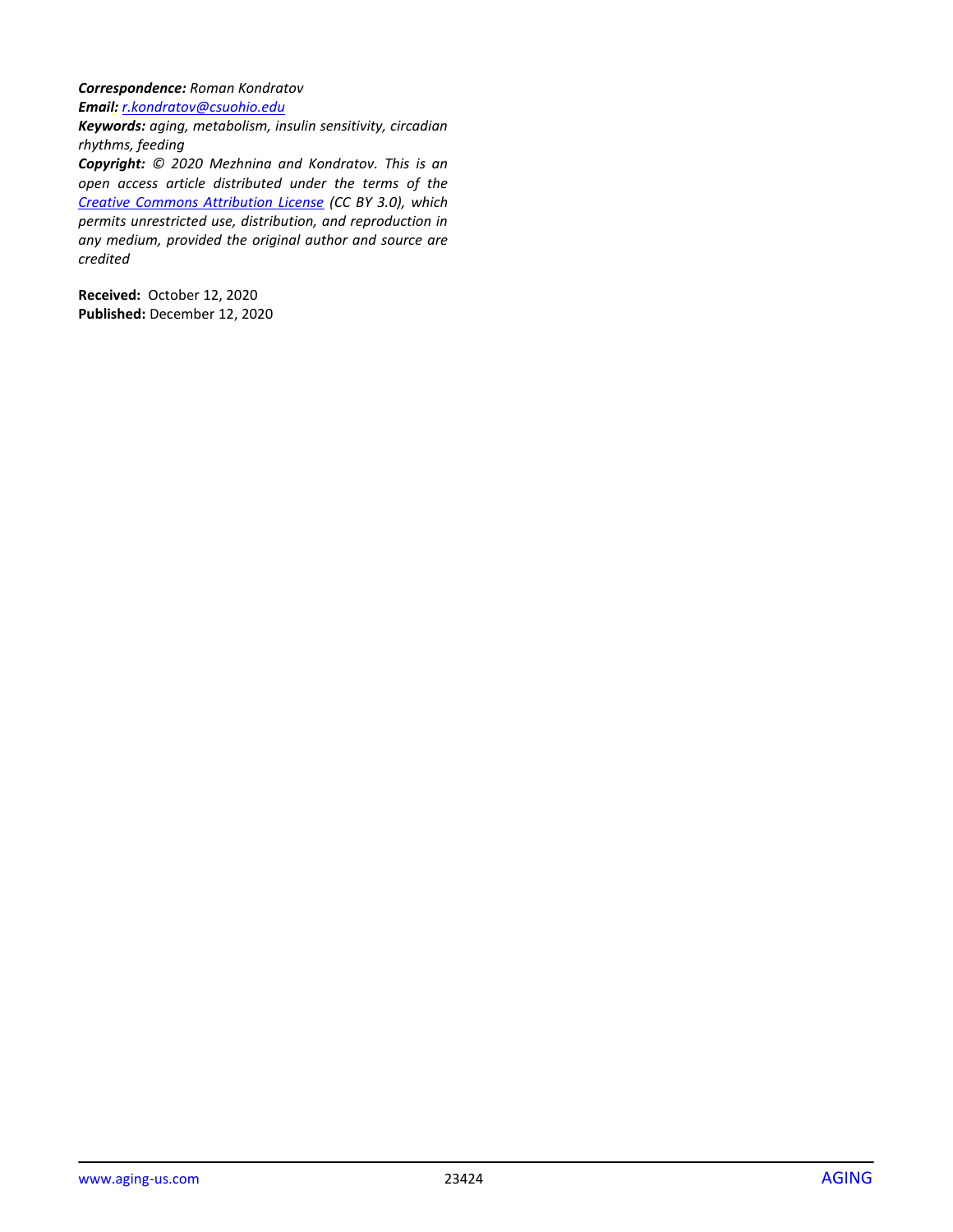***Correspondence:*** *Roman Kondratov*
***Email:*** *r.kondratov@csuohio.edu*
***Keywords:*** *aging, metabolism, insulin sensitivity, circadian rhythms, feeding*
***Copyright:*** *© 2020 Mezhnina and Kondratov. This is an open access article distributed under the terms of the Creative Commons Attribution License (CC BY 3.0), which permits unrestricted use, distribution, and reproduction in any medium, provided the original author and source are credited*

**Received:** October 12, 2020
**Published:** December 12, 2020